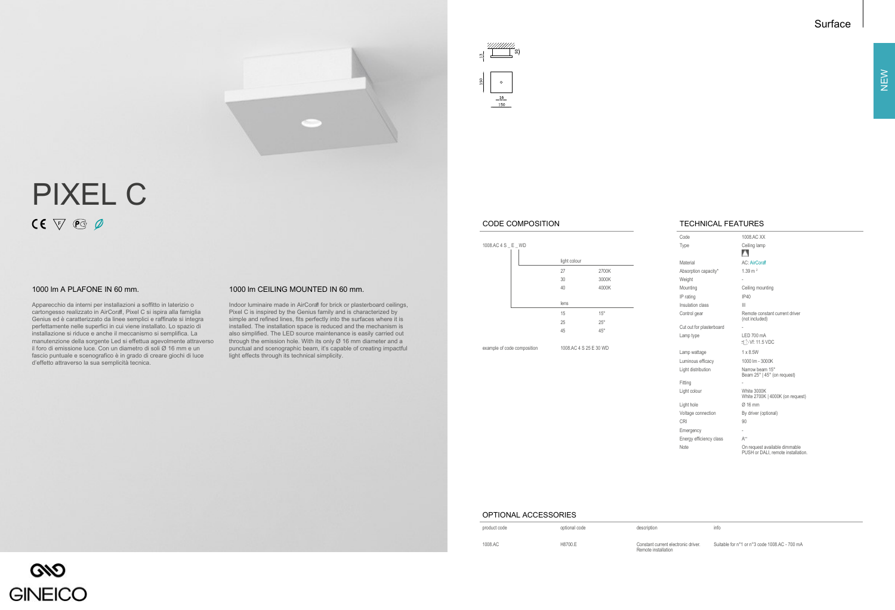Surface

NEW

# PIXEL C

### 1000 lm A PLAFONE IN 60 mm.

Apparecchio da interni per installazioni a soffitto in laterizio o cartongesso realizzato in AirCoral, Pixel C si ispira alla famiglia Genius ed è caratterizzato da linee semplici e raffinate si integra perfettamente nelle superfici in cui viene installato. Lo spazio di installazione si riduce e anche il meccanismo si semplifica. La manutenzione della sorgente Led si effettua agevolmente attraverso il foro di emissione luce. Con un diametro di soli Ø 16 mm e un fascio puntuale e scenografico è in grado di creare giochi di luce d'effetto attraverso la sua semplicità tecnica.

### 1000 lm CEILING MOUNTED IN 60 mm.

Indoor luminaire made in AirCoral for brick or plasterboard ceilings, Pixel C is inspired by the Genius family and is characterized by simple and refined lines, fits perfectly into the surfaces where it is installed. The installation space is reduced and the mechanism is also simplified. The LED source maintenance is easily carried out through the emission hole. With its only Ø 16 mm diameter and a punctual and scenographic beam, it's capable of creating impactful light effects through its technical simplicity.

## CODE COMPOSITION

1008.AC 4 S _ E _ WD

| light colour | |
|---|---|
| 27 | 2700K |
| 30 | 3000K |
| 40 | 4000K |

| lens | |
|---|---|
| 15 | 15° |
| 25 | 25° |
| 45 | 45° |

example of code composition: 1008.AC 4 S 25 E 30 WD

## TECHNICAL FEATURES

| | |
|---|---|
| Code | 1008.AC XX |
| Type | Ceiling lamp |
| Material | AC: AirCoral |
| Absorption capacity* | 1.39 m² |
| Weight | - |
| Mounting | Ceiling mounting |
| IP rating | IP40 |
| Insulation class | III |
| Control gear | Remote constant current driver (not included) |
| Cut out for plasterboard | - |
| Lamp type | LED 700 mA Vf: 11.5 VDC |
| Lamp wattage | 1 x 8.5W |
| Luminous efficacy | 1000 lm - 3000K |
| Light distribution | Narrow beam 15° Beam 25° \| 45° (on request) |
| Fitting | - |
| Light colour | White 3000K White 2700K \| 4000K (on request) |
| Light hole | Ø 16 mm |
| Voltage connection | By driver (optional) |
| CRI | 90 |
| Emergency | - |
| Energy efficiency class | A++ |
| Note | On request available dimmable PUSH or DALI, remote installation. |

## OPTIONAL ACCESSORIES

| product code | optional code | description | info |
|---|---|---|---|
| 1008.AC | H8700.E | Constant current electronic driver. Remote installation | Suitable for n°1 or n°3 code 1008.AC - 700 mA |

GINEICO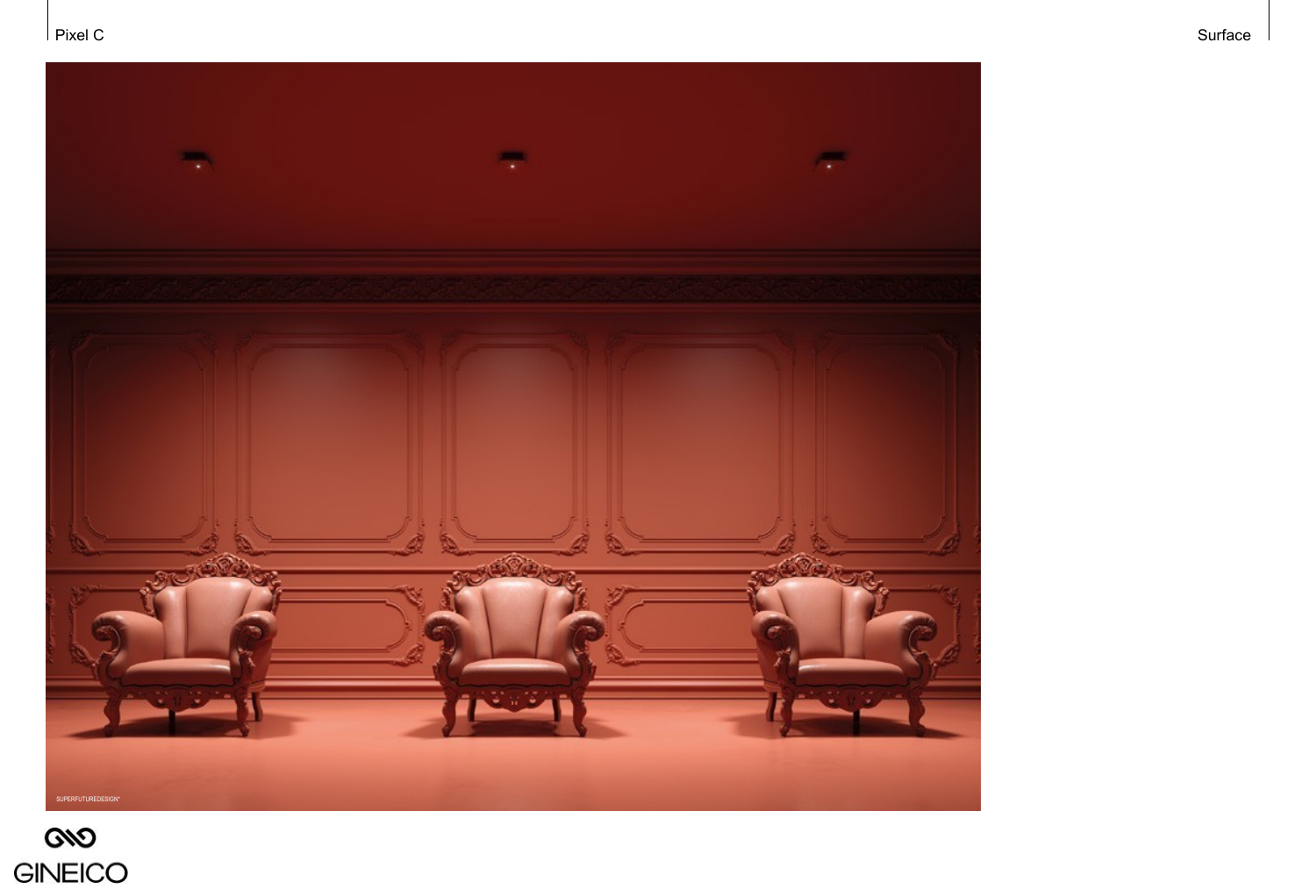Pixel C

Surface